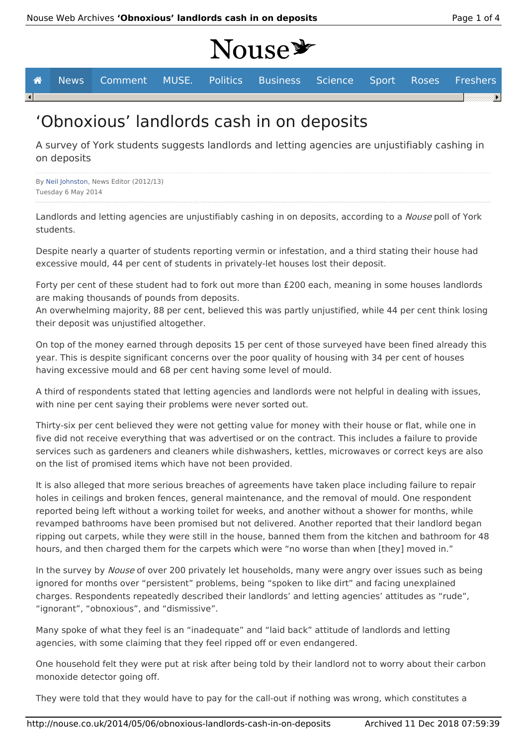# 'Obnoxious' landlords cash in on deposits

A survey of York students suggests landlords and letting agencies are unjustifiably cashing in on deposits

By Neil Johnston, News Editor (2012/13)
Tuesday 6 May 2014

Landlords and letting agencies are unjustifiably cashing in on deposits, according to a *Nouse* poll of York students.

Despite nearly a quarter of students reporting vermin or infestation, and a third stating their house had excessive mould, 44 per cent of students in privately-let houses lost their deposit.

Forty per cent of these student had to fork out more than £200 each, meaning in some houses landlords are making thousands of pounds from deposits.
An overwhelming majority, 88 per cent, believed this was partly unjustified, while 44 per cent think losing their deposit was unjustified altogether.

On top of the money earned through deposits 15 per cent of those surveyed have been fined already this year. This is despite significant concerns over the poor quality of housing with 34 per cent of houses having excessive mould and 68 per cent having some level of mould.

A third of respondents stated that letting agencies and landlords were not helpful in dealing with issues, with nine per cent saying their problems were never sorted out.

Thirty-six per cent believed they were not getting value for money with their house or flat, while one in five did not receive everything that was advertised or on the contract. This includes a failure to provide services such as gardeners and cleaners while dishwashers, kettles, microwaves or correct keys are also on the list of promised items which have not been provided.

It is also alleged that more serious breaches of agreements have taken place including failure to repair holes in ceilings and broken fences, general maintenance, and the removal of mould. One respondent reported being left without a working toilet for weeks, and another without a shower for months, while revamped bathrooms have been promised but not delivered. Another reported that their landlord began ripping out carpets, while they were still in the house, banned them from the kitchen and bathroom for 48 hours, and then charged them for the carpets which were "no worse than when [they] moved in."

In the survey by *Nouse* of over 200 privately let households, many were angry over issues such as being ignored for months over "persistent" problems, being "spoken to like dirt" and facing unexplained charges. Respondents repeatedly described their landlords' and letting agencies' attitudes as "rude", "ignorant", "obnoxious", and "dismissive".

Many spoke of what they feel is an "inadequate" and "laid back" attitude of landlords and letting agencies, with some claiming that they feel ripped off or even endangered.

One household felt they were put at risk after being told by their landlord not to worry about their carbon monoxide detector going off.

They were told that they would have to pay for the call-out if nothing was wrong, which constitutes a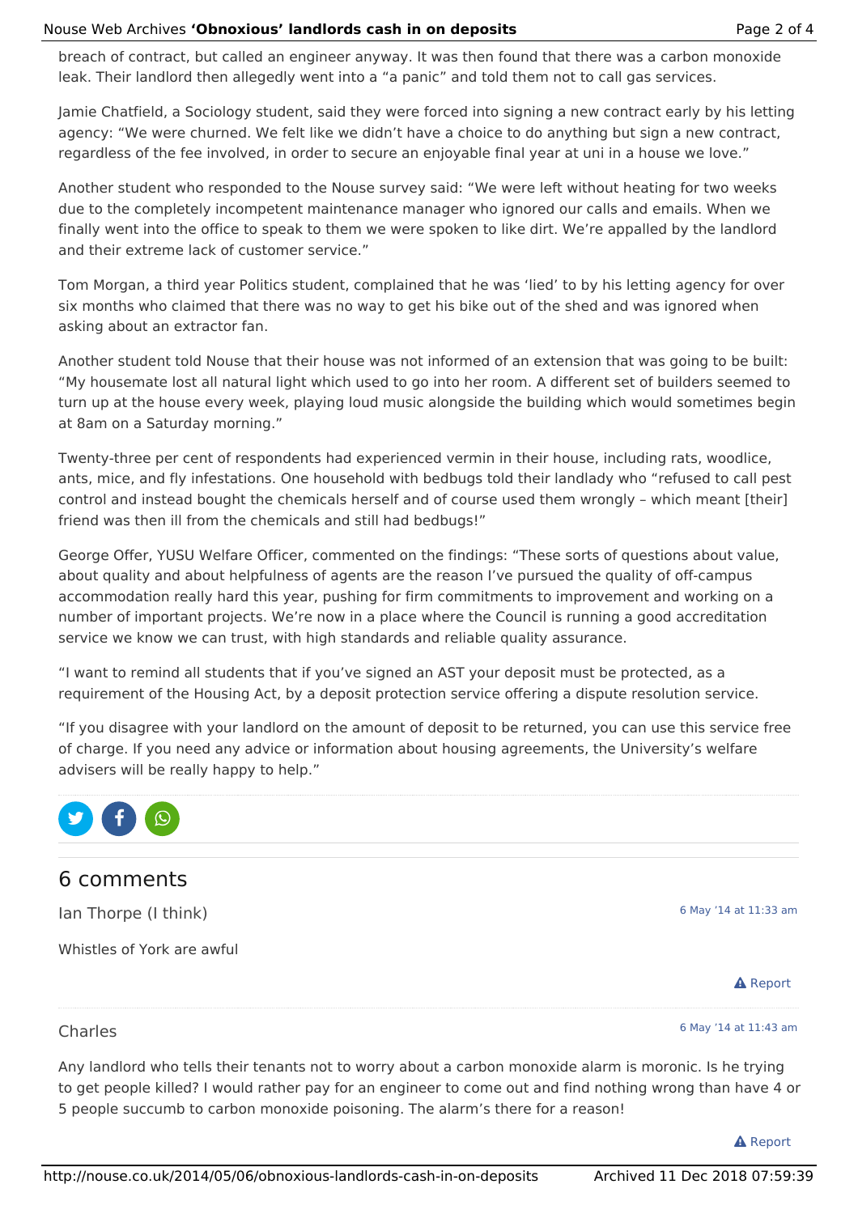breach of contract, but called an engineer anyway. It was then found that there was a carbon monoxide leak. Their landlord then allegedly went into a "a panic" and told them not to call gas services.

Jamie Chatfield, a Sociology student, said they were forced into signing a new contract early by his letting agency: "We were churned. We felt like we didn't have a choice to do anything but sign a new contract, regardless of the fee involved, in order to secure an enjoyable final year at uni in a house we love."

Another student who responded to the Nouse survey said: "We were left without heating for two weeks due to the completely incompetent maintenance manager who ignored our calls and emails. When we finally went into the office to speak to them we were spoken to like dirt. We're appalled by the landlord and their extreme lack of customer service."

Tom Morgan, a third year Politics student, complained that he was 'lied' to by his letting agency for over six months who claimed that there was no way to get his bike out of the shed and was ignored when asking about an extractor fan.

Another student told Nouse that their house was not informed of an extension that was going to be built: "My housemate lost all natural light which used to go into her room. A different set of builders seemed to turn up at the house every week, playing loud music alongside the building which would sometimes begin at 8am on a Saturday morning."

Twenty-three per cent of respondents had experienced vermin in their house, including rats, woodlice, ants, mice, and fly infestations. One household with bedbugs told their landlady who "refused to call pest control and instead bought the chemicals herself and of course used them wrongly – which meant [their] friend was then ill from the chemicals and still had bedbugs!"

George Offer, YUSU Welfare Officer, commented on the findings: "These sorts of questions about value, about quality and about helpfulness of agents are the reason I've pursued the quality of off-campus accommodation really hard this year, pushing for firm commitments to improvement and working on a number of important projects. We're now in a place where the Council is running a good accreditation service we know we can trust, with high standards and reliable quality assurance.

"I want to remind all students that if you've signed an AST your deposit must be protected, as a requirement of the Housing Act, by a deposit protection service offering a dispute resolution service.

"If you disagree with your landlord on the amount of deposit to be returned, you can use this service free of charge. If you need any advice or information about housing agreements, the University's welfare advisers will be really happy to help."

## 6 comments

Ian Thorpe (I think) — 6 May '14 at 11:33 am

Whistles of York are awful

Report

Charles — 6 May '14 at 11:43 am

Any landlord who tells their tenants not to worry about a carbon monoxide alarm is moronic. Is he trying to get people killed? I would rather pay for an engineer to come out and find nothing wrong than have 4 or 5 people succumb to carbon monoxide poisoning. The alarm's there for a reason!

Report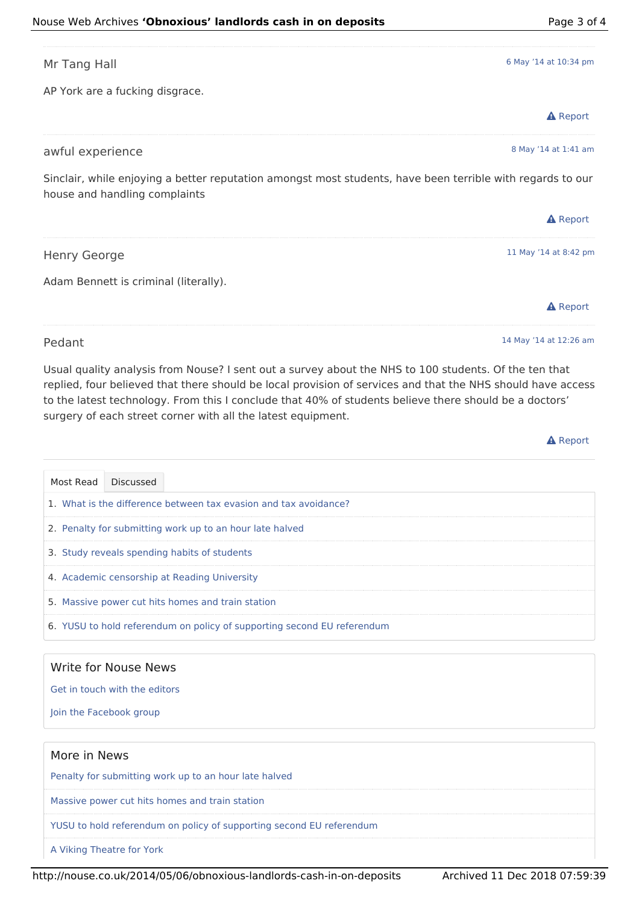Mr Tang Hall

6 May '14 at 10:34 pm

AP York are a fucking disgrace.

Report

awful experience

8 May '14 at 1:41 am

Sinclair, while enjoying a better reputation amongst most students, have been terrible with regards to our house and handling complaints

Report

Henry George

11 May '14 at 8:42 pm

Adam Bennett is criminal (literally).

Report

Pedant

14 May '14 at 12:26 am

Usual quality analysis from Nouse? I sent out a survey about the NHS to 100 students. Of the ten that replied, four believed that there should be local provision of services and that the NHS should have access to the latest technology. From this I conclude that 40% of students believe there should be a doctors' surgery of each street corner with all the latest equipment.

Report

Most Read | Discussed

1. What is the difference between tax evasion and tax avoidance?
2. Penalty for submitting work up to an hour late halved
3. Study reveals spending habits of students
4. Academic censorship at Reading University
5. Massive power cut hits homes and train station
6. YUSU to hold referendum on policy of supporting second EU referendum

## Write for Nouse News

Get in touch with the editors

Join the Facebook group

## More in News

Penalty for submitting work up to an hour late halved

Massive power cut hits homes and train station

YUSU to hold referendum on policy of supporting second EU referendum

A Viking Theatre for York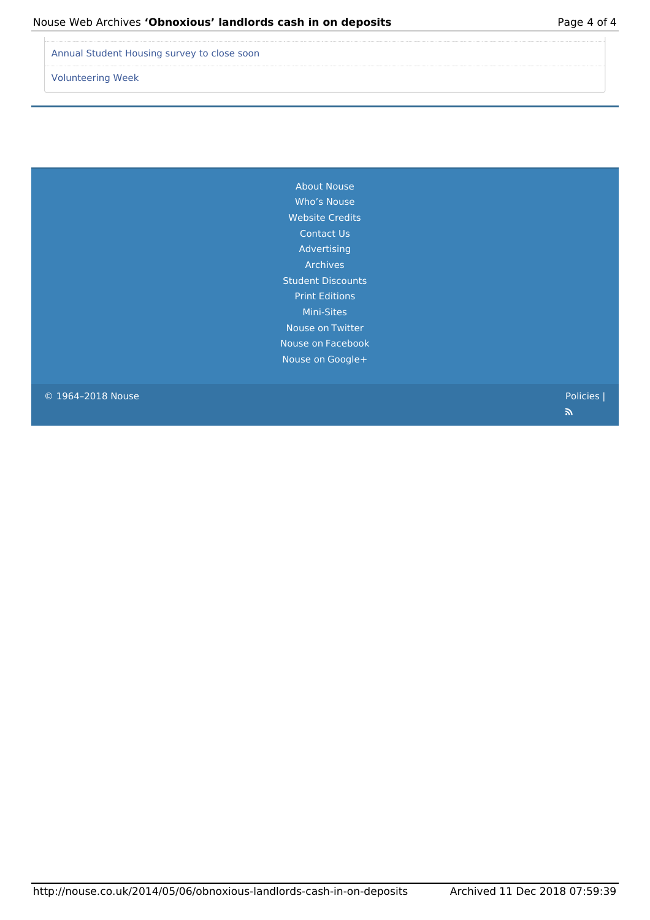Annual Student Housing survey to close soon

Volunteering Week

About Nouse

Who’s Nouse

Website Credits

Contact Us

Advertising

Archives

Student Discounts

Print Editions

Mini-Sites

Nouse on Twitter

Nouse on Facebook

Nouse on Google+

© 1964–2018 Nouse

Policies |